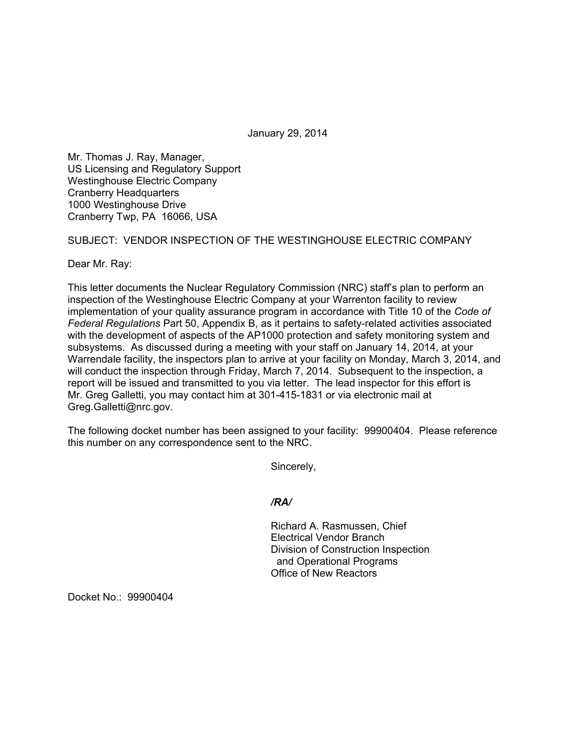January 29, 2014

Mr. Thomas J. Ray, Manager,
US Licensing and Regulatory Support
Westinghouse Electric Company
Cranberry Headquarters
1000 Westinghouse Drive
Cranberry Twp, PA 16066, USA

SUBJECT: VENDOR INSPECTION OF THE WESTINGHOUSE ELECTRIC COMPANY

Dear Mr. Ray:

This letter documents the Nuclear Regulatory Commission (NRC) staff's plan to perform an inspection of the Westinghouse Electric Company at your Warrenton facility to review implementation of your quality assurance program in accordance with Title 10 of the *Code of Federal Regulations* Part 50, Appendix B, as it pertains to safety-related activities associated with the development of aspects of the AP1000 protection and safety monitoring system and subsystems. As discussed during a meeting with your staff on January 14, 2014, at your Warrendale facility, the inspectors plan to arrive at your facility on Monday, March 3, 2014, and will conduct the inspection through Friday, March 7, 2014. Subsequent to the inspection, a report will be issued and transmitted to you via letter. The lead inspector for this effort is Mr. Greg Galletti, you may contact him at 301-415-1831 or via electronic mail at Greg.Galletti@nrc.gov.

The following docket number has been assigned to your facility: 99900404. Please reference this number on any correspondence sent to the NRC.

Sincerely,

*/RA/*

Richard A. Rasmussen, Chief
Electrical Vendor Branch
Division of Construction Inspection
and Operational Programs
Office of New Reactors

Docket No.: 99900404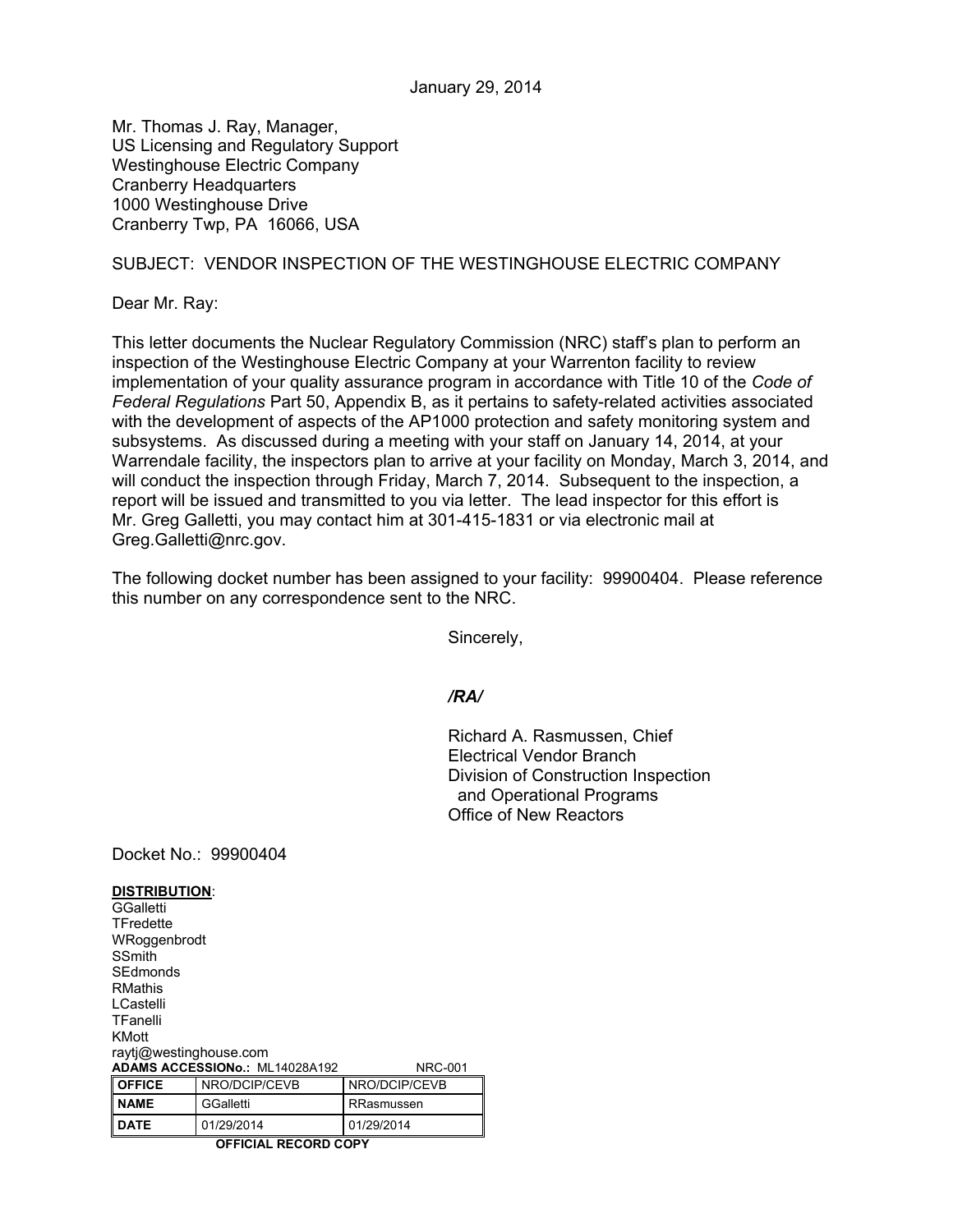January 29, 2014

Mr. Thomas J. Ray, Manager,
US Licensing and Regulatory Support
Westinghouse Electric Company
Cranberry Headquarters
1000 Westinghouse Drive
Cranberry Twp, PA 16066, USA

SUBJECT: VENDOR INSPECTION OF THE WESTINGHOUSE ELECTRIC COMPANY

Dear Mr. Ray:

This letter documents the Nuclear Regulatory Commission (NRC) staff's plan to perform an inspection of the Westinghouse Electric Company at your Warrenton facility to review implementation of your quality assurance program in accordance with Title 10 of the *Code of Federal Regulations* Part 50, Appendix B, as it pertains to safety-related activities associated with the development of aspects of the AP1000 protection and safety monitoring system and subsystems. As discussed during a meeting with your staff on January 14, 2014, at your Warrendale facility, the inspectors plan to arrive at your facility on Monday, March 3, 2014, and will conduct the inspection through Friday, March 7, 2014. Subsequent to the inspection, a report will be issued and transmitted to you via letter. The lead inspector for this effort is Mr. Greg Galletti, you may contact him at 301-415-1831 or via electronic mail at Greg.Galletti@nrc.gov.

The following docket number has been assigned to your facility: 99900404. Please reference this number on any correspondence sent to the NRC.

Sincerely,

*/RA/*

Richard A. Rasmussen, Chief
Electrical Vendor Branch
Division of Construction Inspection
and Operational Programs
Office of New Reactors

Docket No.: 99900404

**DISTRIBUTION**:
GGalletti
TFredette
WRoggenbrodt
SSmith
SEdmonds
RMathis
LCastelli
TFanelli
KMott
raytj@westinghouse.com

**ADAMS ACCESSIONo.:** ML14028A192 NRC-001

| | | |
|---|---|---|
| **OFFICE** | NRO/DCIP/CEVB | NRO/DCIP/CEVB |
| **NAME** | GGalletti | RRasmussen |
| **DATE** | 01/29/2014 | 01/29/2014 |

**OFFICIAL RECORD COPY**